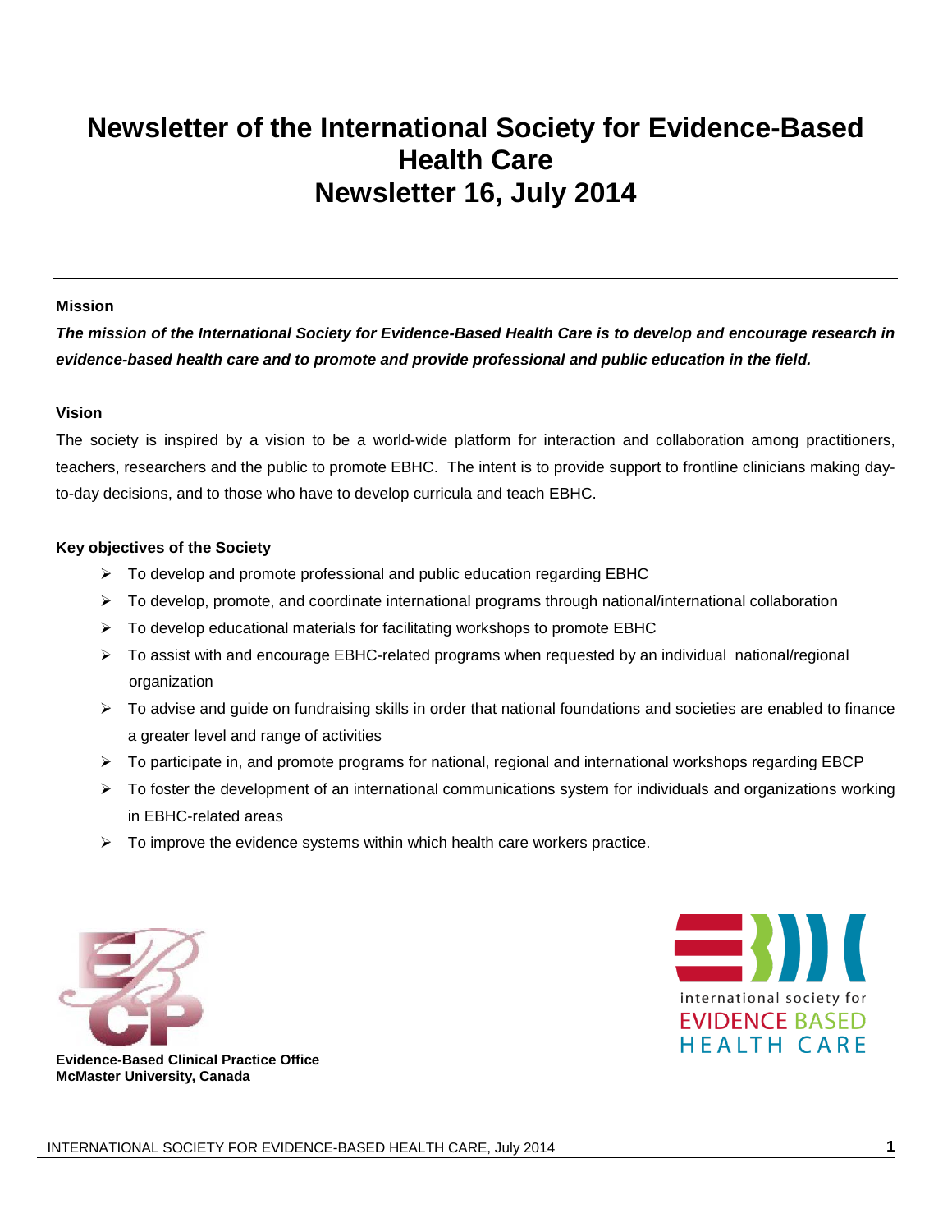# Newsletter of the International Society for Evidence-Based Health Care
# Newsletter 16, July 2014

---

**Mission**

***The mission of the International Society for Evidence-Based Health Care is to develop and encourage research in evidence-based health care and to promote and provide professional and public education in the field.***

**Vision**

The society is inspired by a vision to be a world-wide platform for interaction and collaboration among practitioners, teachers, researchers and the public to promote EBHC. The intent is to provide support to frontline clinicians making day-to-day decisions, and to those who have to develop curricula and teach EBHC.

**Key objectives of the Society**

- To develop and promote professional and public education regarding EBHC
- To develop, promote, and coordinate international programs through national/international collaboration
- To develop educational materials for facilitating workshops to promote EBHC
- To assist with and encourage EBHC-related programs when requested by an individual national/regional organization
- To advise and guide on fundraising skills in order that national foundations and societies are enabled to finance a greater level and range of activities
- To participate in, and promote programs for national, regional and international workshops regarding EBCP
- To foster the development of an international communications system for individuals and organizations working in EBHC-related areas
- To improve the evidence systems within which health care workers practice.

**Evidence-Based Clinical Practice Office**
**McMaster University, Canada**

international society for
EVIDENCE BASED
HEALTH CARE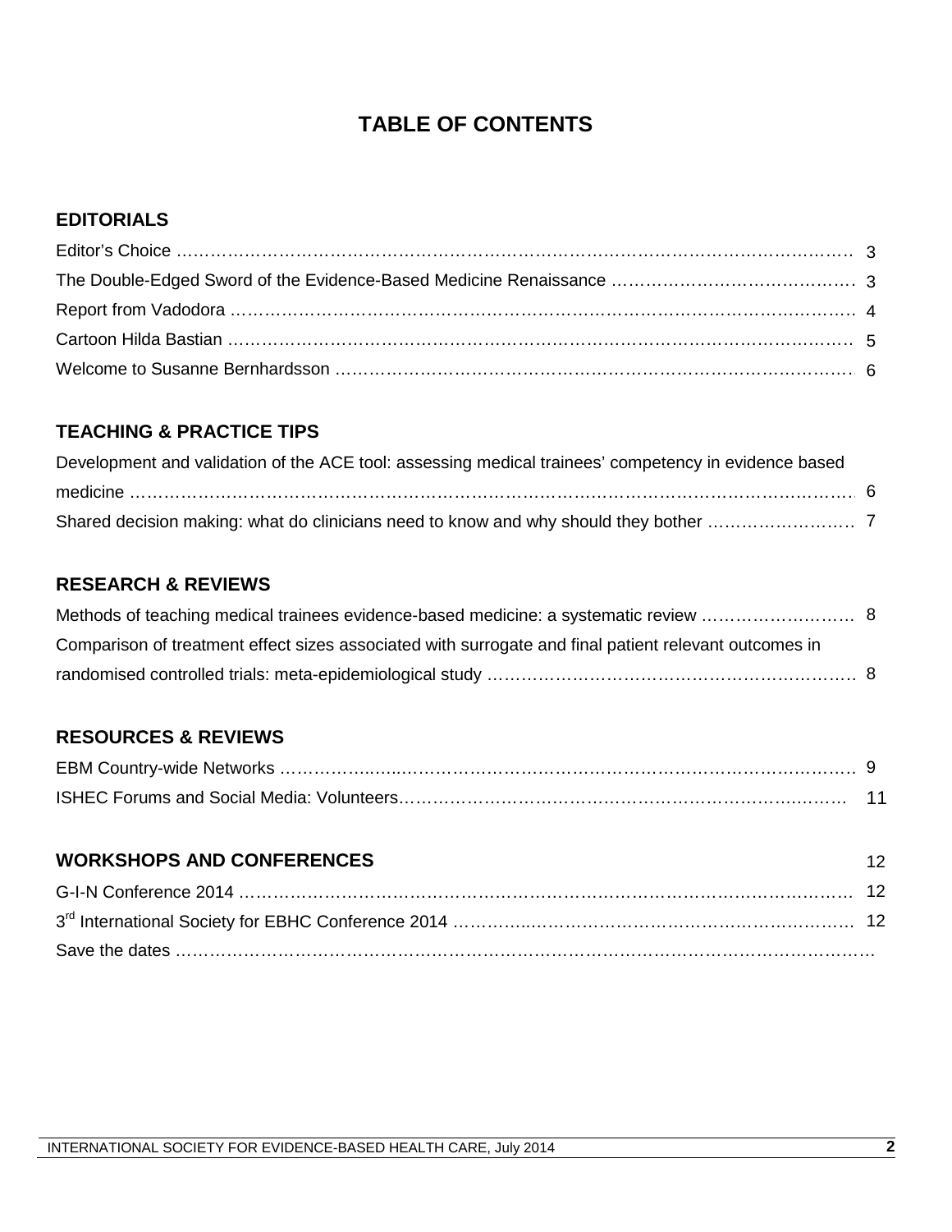# TABLE OF CONTENTS

## EDITORIALS

Editor's Choice ………………………………………………………………………………………………… 3

The Double-Edged Sword of the Evidence-Based Medicine Renaissance …………………………………… 3

Report from Vadodora ……………………………………………………………………………………… 4

Cartoon Hilda Bastian ……………………………………………………………………………………… 5

Welcome to Susanne Bernhardsson ……………………………………………………………………… 6

## TEACHING & PRACTICE TIPS

Development and validation of the ACE tool: assessing medical trainees' competency in evidence based medicine ………………………………………………………………………………………………… 6

Shared decision making: what do clinicians need to know and why should they bother ……………………… 7

## RESEARCH & REVIEWS

Methods of teaching medical trainees evidence-based medicine: a systematic review ……………………… 8

Comparison of treatment effect sizes associated with surrogate and final patient relevant outcomes in randomised controlled trials: meta-epidemiological study ……………………………………………………… 8

## RESOURCES & REVIEWS

EBM Country-wide Networks ………………………………………………………………………………… 9

ISHEC Forums and Social Media: Volunteers………………………………………………………………… 11

## WORKSHOPS AND CONFERENCES 12

G-I-N Conference 2014 ……………………………………………………………………………………… 12

3rd International Society for EBHC Conference 2014 ……………………………………………………… 12

Save the dates ………………………………………………………………………………………………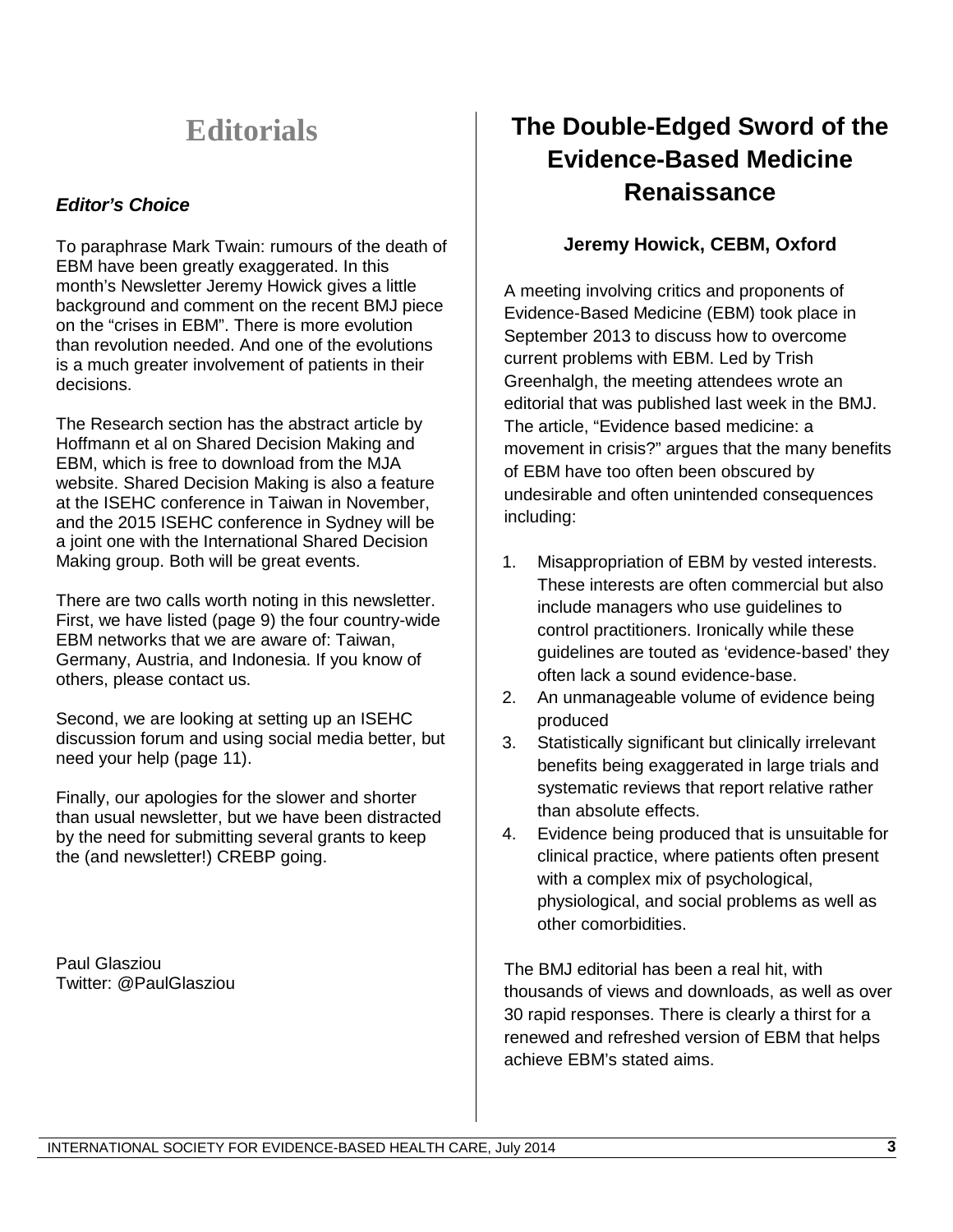# Editorials

### *Editor's Choice*

To paraphrase Mark Twain: rumours of the death of EBM have been greatly exaggerated. In this month's Newsletter Jeremy Howick gives a little background and comment on the recent BMJ piece on the "crises in EBM". There is more evolution than revolution needed. And one of the evolutions is a much greater involvement of patients in their decisions.

The Research section has the abstract article by Hoffmann et al on Shared Decision Making and EBM, which is free to download from the MJA website. Shared Decision Making is also a feature at the ISEHC conference in Taiwan in November, and the 2015 ISEHC conference in Sydney will be a joint one with the International Shared Decision Making group. Both will be great events.

There are two calls worth noting in this newsletter. First, we have listed (page 9) the four country-wide EBM networks that we are aware of: Taiwan, Germany, Austria, and Indonesia. If you know of others, please contact us.

Second, we are looking at setting up an ISEHC discussion forum and using social media better, but need your help (page 11).

Finally, our apologies for the slower and shorter than usual newsletter, but we have been distracted by the need for submitting several grants to keep the (and newsletter!) CREBP going.

Paul Glasziou
Twitter: @PaulGlasziou

# The Double-Edged Sword of the Evidence-Based Medicine Renaissance

**Jeremy Howick, CEBM, Oxford**

A meeting involving critics and proponents of Evidence-Based Medicine (EBM) took place in September 2013 to discuss how to overcome current problems with EBM. Led by Trish Greenhalgh, the meeting attendees wrote an editorial that was published last week in the BMJ. The article, "Evidence based medicine: a movement in crisis?" argues that the many benefits of EBM have too often been obscured by undesirable and often unintended consequences including:

1. Misappropriation of EBM by vested interests. These interests are often commercial but also include managers who use guidelines to control practitioners. Ironically while these guidelines are touted as 'evidence-based' they often lack a sound evidence-base.
2. An unmanageable volume of evidence being produced
3. Statistically significant but clinically irrelevant benefits being exaggerated in large trials and systematic reviews that report relative rather than absolute effects.
4. Evidence being produced that is unsuitable for clinical practice, where patients often present with a complex mix of psychological, physiological, and social problems as well as other comorbidities.

The BMJ editorial has been a real hit, with thousands of views and downloads, as well as over 30 rapid responses. There is clearly a thirst for a renewed and refreshed version of EBM that helps achieve EBM's stated aims.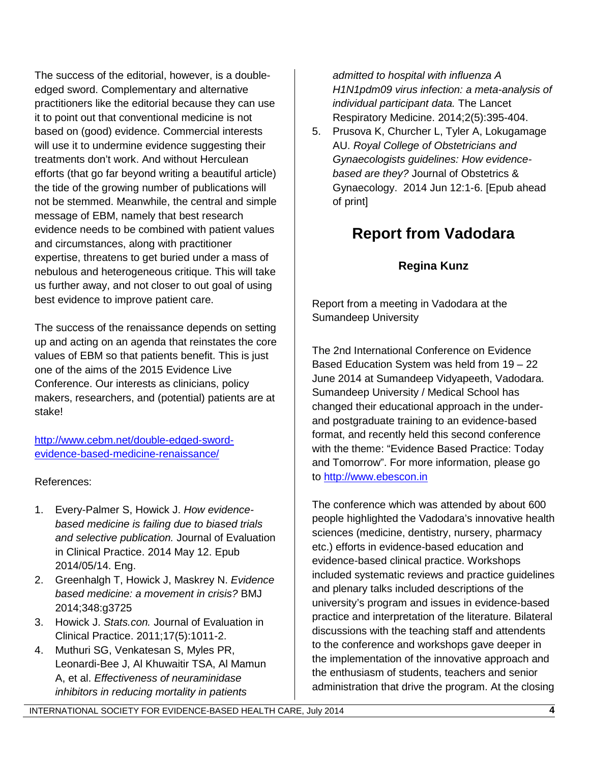The success of the editorial, however, is a double-edged sword. Complementary and alternative practitioners like the editorial because they can use it to point out that conventional medicine is not based on (good) evidence. Commercial interests will use it to undermine evidence suggesting their treatments don't work. And without Herculean efforts (that go far beyond writing a beautiful article) the tide of the growing number of publications will not be stemmed. Meanwhile, the central and simple message of EBM, namely that best research evidence needs to be combined with patient values and circumstances, along with practitioner expertise, threatens to get buried under a mass of nebulous and heterogeneous critique. This will take us further away, and not closer to out goal of using best evidence to improve patient care.

The success of the renaissance depends on setting up and acting on an agenda that reinstates the core values of EBM so that patients benefit. This is just one of the aims of the 2015 Evidence Live Conference. Our interests as clinicians, policy makers, researchers, and (potential) patients are at stake!

[http://www.cebm.net/double-edged-sword-evidence-based-medicine-renaissance/](http://www.cebm.net/double-edged-sword-evidence-based-medicine-renaissance/)

References:

1. Every-Palmer S, Howick J. *How evidence-based medicine is failing due to biased trials and selective publication.* Journal of Evaluation in Clinical Practice. 2014 May 12. Epub 2014/05/14. Eng.
2. Greenhalgh T, Howick J, Maskrey N. *Evidence based medicine: a movement in crisis?* BMJ 2014;348:g3725
3. Howick J. *Stats.con.* Journal of Evaluation in Clinical Practice. 2011;17(5):1011-2.
4. Muthuri SG, Venkatesan S, Myles PR, Leonardi-Bee J, Al Khuwaitir TSA, Al Mamun A, et al. *Effectiveness of neuraminidase inhibitors in reducing mortality in patients admitted to hospital with influenza A H1N1pdm09 virus infection: a meta-analysis of individual participant data.* The Lancet Respiratory Medicine. 2014;2(5):395-404.
5. Prusova K, Churcher L, Tyler A, Lokugamage AU. *Royal College of Obstetricians and Gynaecologists guidelines: How evidence-based are they?* Journal of Obstetrics & Gynaecology. 2014 Jun 12:1-6. [Epub ahead of print]

# Report from Vadodara

**Regina Kunz**

Report from a meeting in Vadodara at the Sumandeep University

The 2nd International Conference on Evidence Based Education System was held from 19 – 22 June 2014 at Sumandeep Vidyapeeth, Vadodara. Sumandeep University / Medical School has changed their educational approach in the under- and postgraduate training to an evidence-based format, and recently held this second conference with the theme: "Evidence Based Practice: Today and Tomorrow". For more information, please go to [http://www.ebescon.in](http://www.ebescon.in)

The conference which was attended by about 600 people highlighted the Vadodara's innovative health sciences (medicine, dentistry, nursery, pharmacy etc.) efforts in evidence-based education and evidence-based clinical practice. Workshops included systematic reviews and practice guidelines and plenary talks included descriptions of the university's program and issues in evidence-based practice and interpretation of the literature. Bilateral discussions with the teaching staff and attendents to the conference and workshops gave deeper in the implementation of the innovative approach and the enthusiasm of students, teachers and senior administration that drive the program. At the closing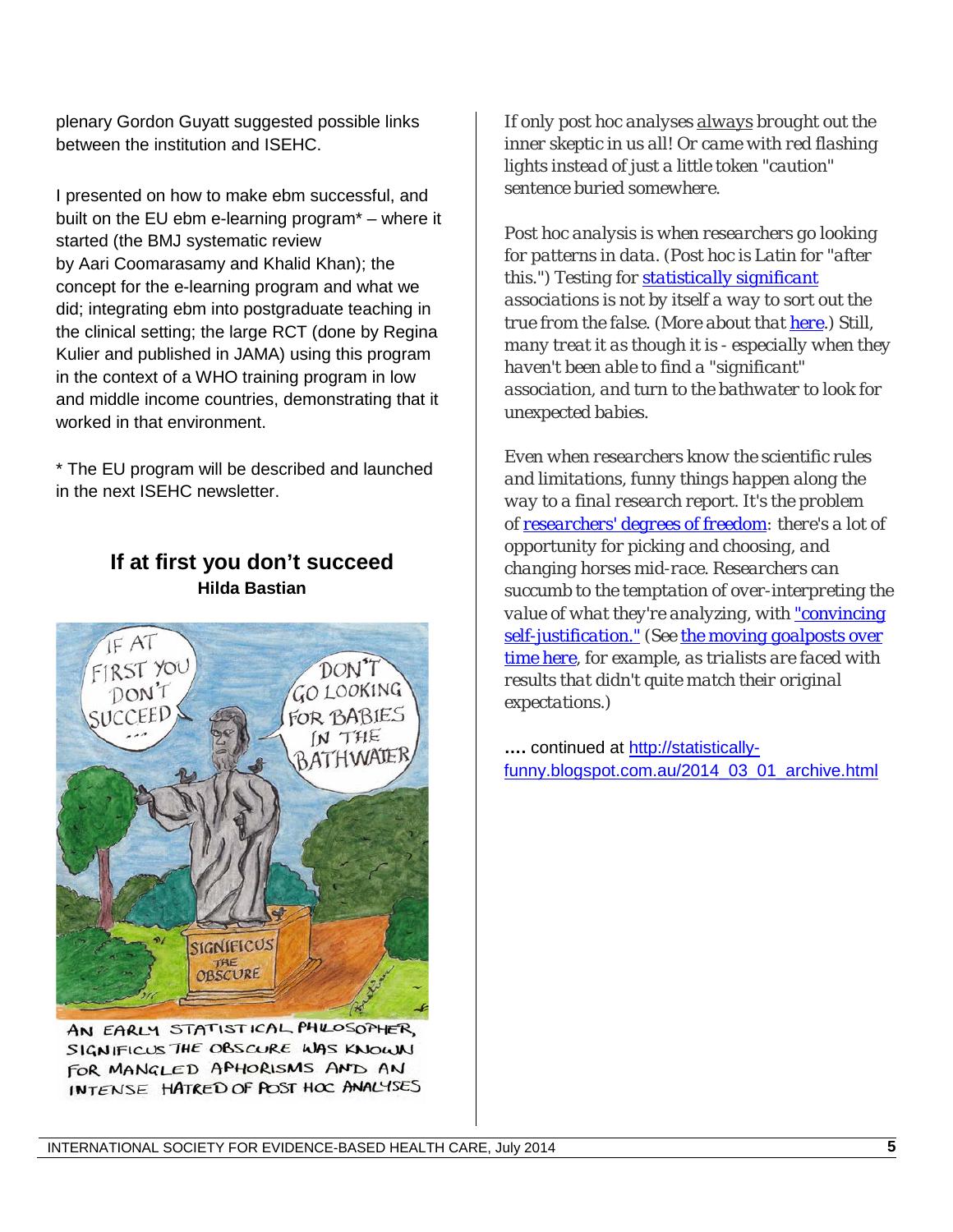plenary Gordon Guyatt suggested possible links between the institution and ISEHC.

I presented on how to make ebm successful, and built on the EU ebm e-learning program* – where it started (the BMJ systematic review by Aari Coomarasamy and Khalid Khan); the concept for the e-learning program and what we did; integrating ebm into postgraduate teaching in the clinical setting; the large RCT (done by Regina Kulier and published in JAMA) using this program in the context of a WHO training program in low and middle income countries, demonstrating that it worked in that environment.

* The EU program will be described and launched in the next ISEHC newsletter.

## If at first you don't succeed

**Hilda Bastian**

AN EARLY STATISTICAL PHILOSOPHER, SIGNIFICUS THE OBSCURE WAS KNOWN FOR MANGLED APHORISMS AND AN INTENSE HATRED OF POST HOC ANALYSES

*If only post hoc analyses always brought out the inner skeptic in us all! Or came with red flashing lights instead of just a little token "caution" sentence buried somewhere.*

*Post hoc analysis is when researchers go looking for patterns in data. (Post hoc is Latin for "after this.") Testing for statistically significant associations is not by itself a way to sort out the true from the false. (More about that here.) Still, many treat it as though it is - especially when they haven't been able to find a "significant" association, and turn to the bathwater to look for unexpected babies.*

*Even when researchers know the scientific rules and limitations, funny things happen along the way to a final research report. It's the problem of researchers' degrees of freedom: there's a lot of opportunity for picking and choosing, and changing horses mid-race. Researchers can succumb to the temptation of over-interpreting the value of what they're analyzing, with "convincing self-justification." (See the moving goalposts over time here, for example, as trialists are faced with results that didn't quite match their original expectations.)*

**....** continued at http://statistically-funny.blogspot.com.au/2014_03_01_archive.html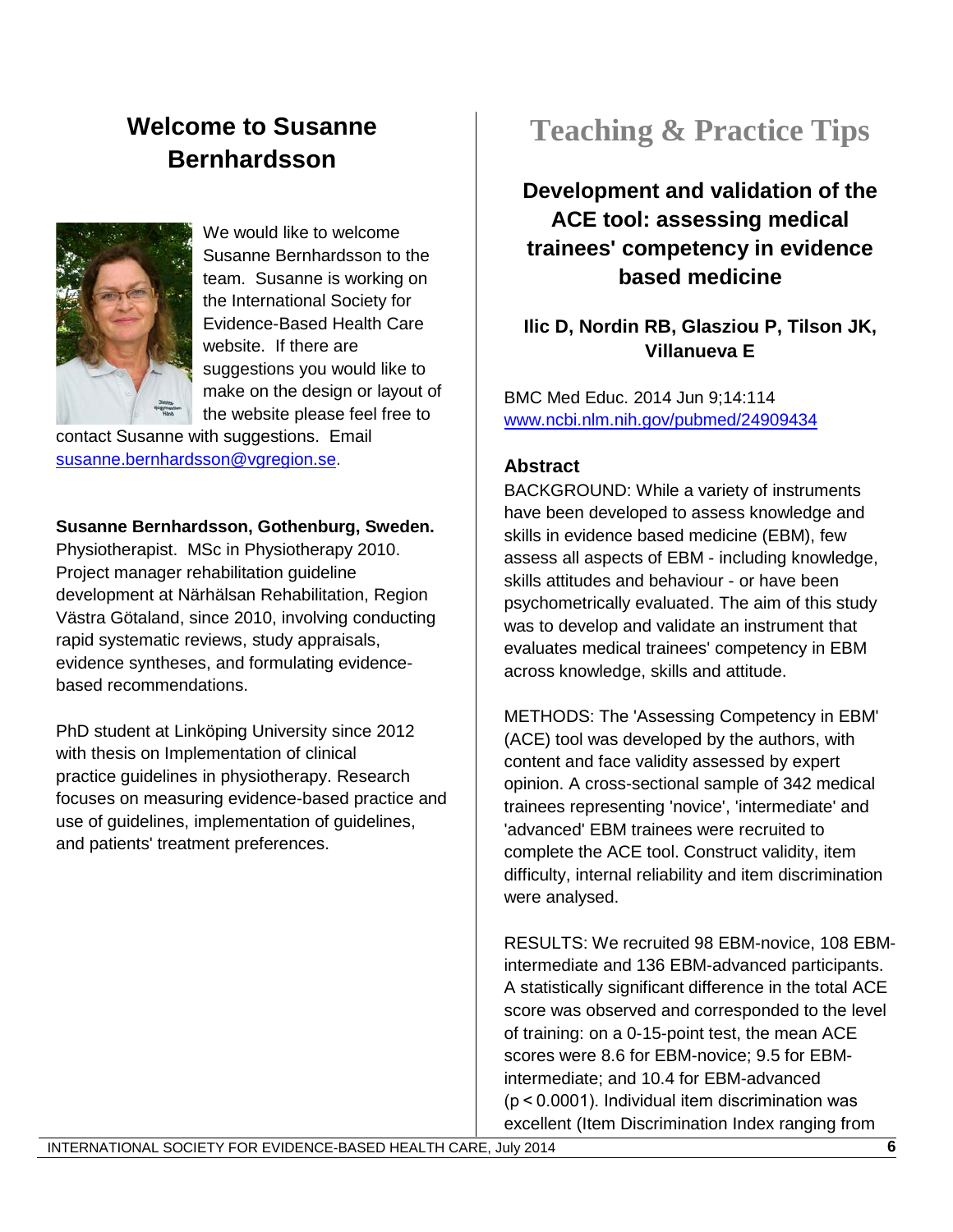## Welcome to Susanne Bernhardsson

We would like to welcome Susanne Bernhardsson to the team. Susanne is working on the International Society for Evidence-Based Health Care website. If there are suggestions you would like to make on the design or layout of the website please feel free to contact Susanne with suggestions. Email susanne.bernhardsson@vgregion.se.

**Susanne Bernhardsson, Gothenburg, Sweden.** Physiotherapist. MSc in Physiotherapy 2010. Project manager rehabilitation guideline development at Närhälsan Rehabilitation, Region Västra Götaland, since 2010, involving conducting rapid systematic reviews, study appraisals, evidence syntheses, and formulating evidence-based recommendations.

PhD student at Linköping University since 2012 with thesis on Implementation of clinical practice guidelines in physiotherapy. Research focuses on measuring evidence-based practice and use of guidelines, implementation of guidelines, and patients' treatment preferences.

# Teaching & Practice Tips

### Development and validation of the ACE tool: assessing medical trainees' competency in evidence based medicine

**Ilic D, Nordin RB, Glasziou P, Tilson JK, Villanueva E**

BMC Med Educ. 2014 Jun 9;14:114
www.ncbi.nlm.nih.gov/pubmed/24909434

**Abstract**

BACKGROUND: While a variety of instruments have been developed to assess knowledge and skills in evidence based medicine (EBM), few assess all aspects of EBM - including knowledge, skills attitudes and behaviour - or have been psychometrically evaluated. The aim of this study was to develop and validate an instrument that evaluates medical trainees' competency in EBM across knowledge, skills and attitude.

METHODS: The 'Assessing Competency in EBM' (ACE) tool was developed by the authors, with content and face validity assessed by expert opinion. A cross-sectional sample of 342 medical trainees representing 'novice', 'intermediate' and 'advanced' EBM trainees were recruited to complete the ACE tool. Construct validity, item difficulty, internal reliability and item discrimination were analysed.

RESULTS: We recruited 98 EBM-novice, 108 EBM-intermediate and 136 EBM-advanced participants. A statistically significant difference in the total ACE score was observed and corresponded to the level of training: on a 0-15-point test, the mean ACE scores were 8.6 for EBM-novice; 9.5 for EBM-intermediate; and 10.4 for EBM-advanced ($p < 0.0001$). Individual item discrimination was excellent (Item Discrimination Index ranging from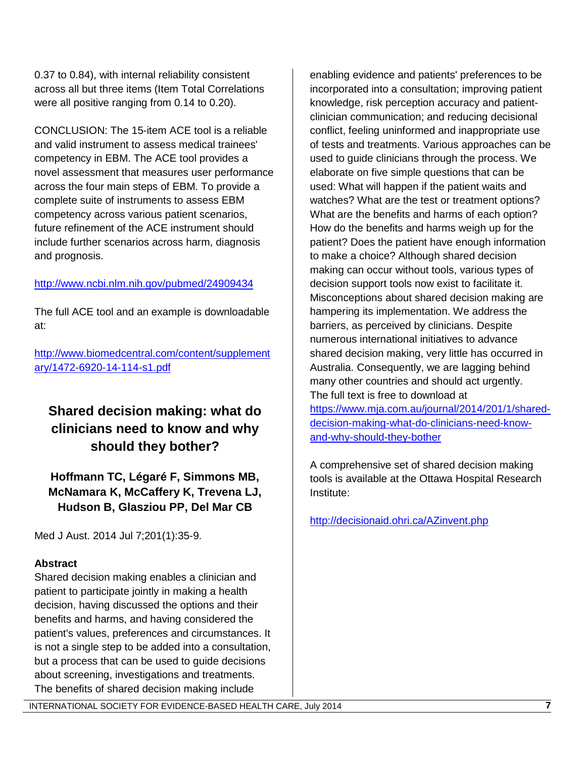0.37 to 0.84), with internal reliability consistent across all but three items (Item Total Correlations were all positive ranging from 0.14 to 0.20).

CONCLUSION: The 15-item ACE tool is a reliable and valid instrument to assess medical trainees' competency in EBM. The ACE tool provides a novel assessment that measures user performance across the four main steps of EBM. To provide a complete suite of instruments to assess EBM competency across various patient scenarios, future refinement of the ACE instrument should include further scenarios across harm, diagnosis and prognosis.

http://www.ncbi.nlm.nih.gov/pubmed/24909434

The full ACE tool and an example is downloadable at:

http://www.biomedcentral.com/content/supplementary/1472-6920-14-114-s1.pdf

## Shared decision making: what do clinicians need to know and why should they bother?

### Hoffmann TC, Légaré F, Simmons MB, McNamara K, McCaffery K, Trevena LJ, Hudson B, Glasziou PP, Del Mar CB

Med J Aust. 2014 Jul 7;201(1):35-9.

**Abstract**

Shared decision making enables a clinician and patient to participate jointly in making a health decision, having discussed the options and their benefits and harms, and having considered the patient's values, preferences and circumstances. It is not a single step to be added into a consultation, but a process that can be used to guide decisions about screening, investigations and treatments. The benefits of shared decision making include enabling evidence and patients' preferences to be incorporated into a consultation; improving patient knowledge, risk perception accuracy and patient-clinician communication; and reducing decisional conflict, feeling uninformed and inappropriate use of tests and treatments. Various approaches can be used to guide clinicians through the process. We elaborate on five simple questions that can be used: What will happen if the patient waits and watches? What are the test or treatment options? What are the benefits and harms of each option? How do the benefits and harms weigh up for the patient? Does the patient have enough information to make a choice? Although shared decision making can occur without tools, various types of decision support tools now exist to facilitate it. Misconceptions about shared decision making are hampering its implementation. We address the barriers, as perceived by clinicians. Despite numerous international initiatives to advance shared decision making, very little has occurred in Australia. Consequently, we are lagging behind many other countries and should act urgently.
The full text is free to download at
https://www.mja.com.au/journal/2014/201/1/shared-decision-making-what-do-clinicians-need-know-and-why-should-they-bother

A comprehensive set of shared decision making tools is available at the Ottawa Hospital Research Institute:

http://decisionaid.ohri.ca/AZinvent.php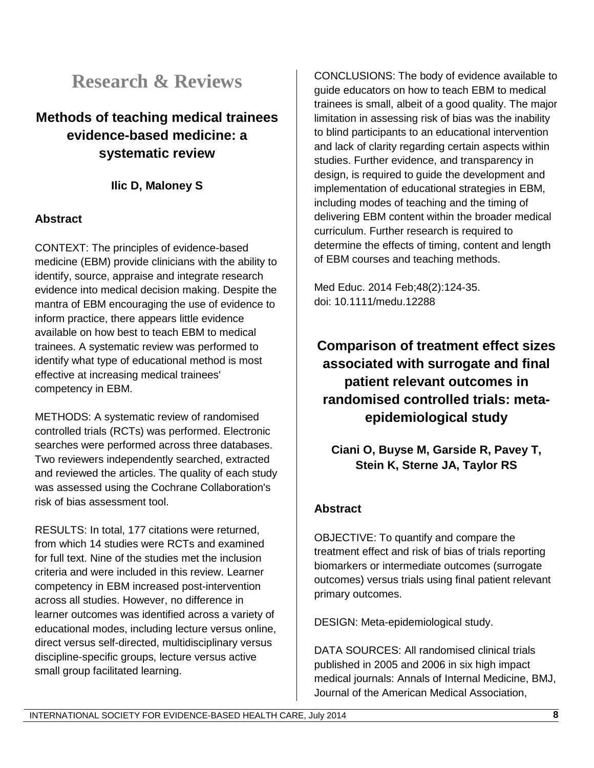# Research & Reviews

## Methods of teaching medical trainees evidence-based medicine: a systematic review

**Ilic D, Maloney S**

### Abstract

CONTEXT: The principles of evidence-based medicine (EBM) provide clinicians with the ability to identify, source, appraise and integrate research evidence into medical decision making. Despite the mantra of EBM encouraging the use of evidence to inform practice, there appears little evidence available on how best to teach EBM to medical trainees. A systematic review was performed to identify what type of educational method is most effective at increasing medical trainees' competency in EBM.

METHODS: A systematic review of randomised controlled trials (RCTs) was performed. Electronic searches were performed across three databases. Two reviewers independently searched, extracted and reviewed the articles. The quality of each study was assessed using the Cochrane Collaboration's risk of bias assessment tool.

RESULTS: In total, 177 citations were returned, from which 14 studies were RCTs and examined for full text. Nine of the studies met the inclusion criteria and were included in this review. Learner competency in EBM increased post-intervention across all studies. However, no difference in learner outcomes was identified across a variety of educational modes, including lecture versus online, direct versus self-directed, multidisciplinary versus discipline-specific groups, lecture versus active small group facilitated learning.

CONCLUSIONS: The body of evidence available to guide educators on how to teach EBM to medical trainees is small, albeit of a good quality. The major limitation in assessing risk of bias was the inability to blind participants to an educational intervention and lack of clarity regarding certain aspects within studies. Further evidence, and transparency in design, is required to guide the development and implementation of educational strategies in EBM, including modes of teaching and the timing of delivering EBM content within the broader medical curriculum. Further research is required to determine the effects of timing, content and length of EBM courses and teaching methods.

Med Educ. 2014 Feb;48(2):124-35.
doi: 10.1111/medu.12288

## Comparison of treatment effect sizes associated with surrogate and final patient relevant outcomes in randomised controlled trials: meta-epidemiological study

**Ciani O, Buyse M, Garside R, Pavey T, Stein K, Sterne JA, Taylor RS**

### Abstract

OBJECTIVE: To quantify and compare the treatment effect and risk of bias of trials reporting biomarkers or intermediate outcomes (surrogate outcomes) versus trials using final patient relevant primary outcomes.

DESIGN: Meta-epidemiological study.

DATA SOURCES: All randomised clinical trials published in 2005 and 2006 in six high impact medical journals: Annals of Internal Medicine, BMJ, Journal of the American Medical Association,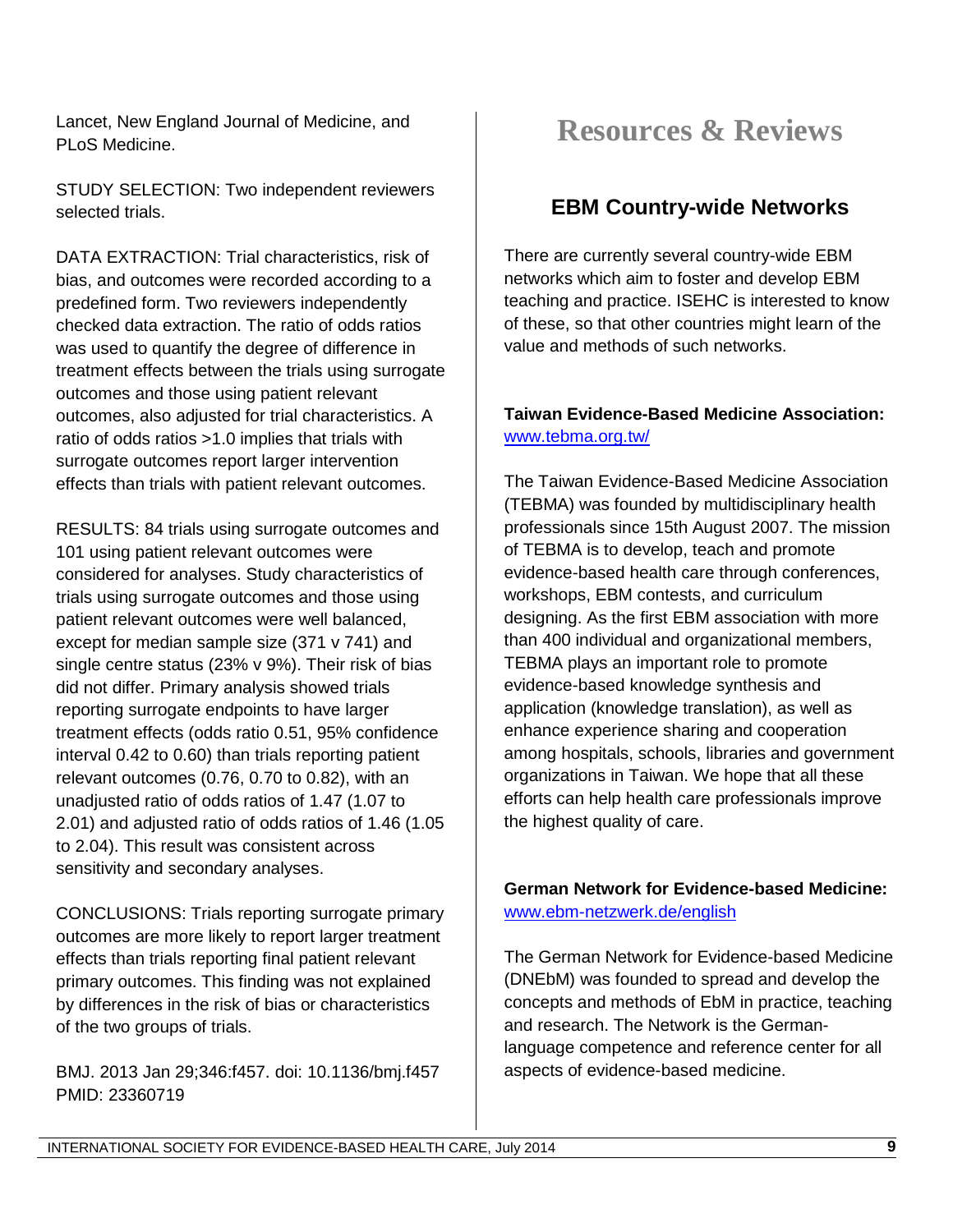Lancet, New England Journal of Medicine, and PLoS Medicine.

STUDY SELECTION: Two independent reviewers selected trials.

DATA EXTRACTION: Trial characteristics, risk of bias, and outcomes were recorded according to a predefined form. Two reviewers independently checked data extraction. The ratio of odds ratios was used to quantify the degree of difference in treatment effects between the trials using surrogate outcomes and those using patient relevant outcomes, also adjusted for trial characteristics. A ratio of odds ratios >1.0 implies that trials with surrogate outcomes report larger intervention effects than trials with patient relevant outcomes.

RESULTS: 84 trials using surrogate outcomes and 101 using patient relevant outcomes were considered for analyses. Study characteristics of trials using surrogate outcomes and those using patient relevant outcomes were well balanced, except for median sample size (371 v 741) and single centre status (23% v 9%). Their risk of bias did not differ. Primary analysis showed trials reporting surrogate endpoints to have larger treatment effects (odds ratio 0.51, 95% confidence interval 0.42 to 0.60) than trials reporting patient relevant outcomes (0.76, 0.70 to 0.82), with an unadjusted ratio of odds ratios of 1.47 (1.07 to 2.01) and adjusted ratio of odds ratios of 1.46 (1.05 to 2.04). This result was consistent across sensitivity and secondary analyses.

CONCLUSIONS: Trials reporting surrogate primary outcomes are more likely to report larger treatment effects than trials reporting final patient relevant primary outcomes. This finding was not explained by differences in the risk of bias or characteristics of the two groups of trials.

BMJ. 2013 Jan 29;346:f457. doi: 10.1136/bmj.f457
PMID: 23360719

# Resources & Reviews

## EBM Country-wide Networks

There are currently several country-wide EBM networks which aim to foster and develop EBM teaching and practice. ISEHC is interested to know of these, so that other countries might learn of the value and methods of such networks.

**Taiwan Evidence-Based Medicine Association:**
www.tebma.org.tw/

The Taiwan Evidence-Based Medicine Association (TEBMA) was founded by multidisciplinary health professionals since 15th August 2007. The mission of TEBMA is to develop, teach and promote evidence-based health care through conferences, workshops, EBM contests, and curriculum designing. As the first EBM association with more than 400 individual and organizational members, TEBMA plays an important role to promote evidence-based knowledge synthesis and application (knowledge translation), as well as enhance experience sharing and cooperation among hospitals, schools, libraries and government organizations in Taiwan. We hope that all these efforts can help health care professionals improve the highest quality of care.

**German Network for Evidence-based Medicine:**
www.ebm-netzwerk.de/english

The German Network for Evidence-based Medicine (DNEbM) was founded to spread and develop the concepts and methods of EbM in practice, teaching and research. The Network is the German-language competence and reference center for all aspects of evidence-based medicine.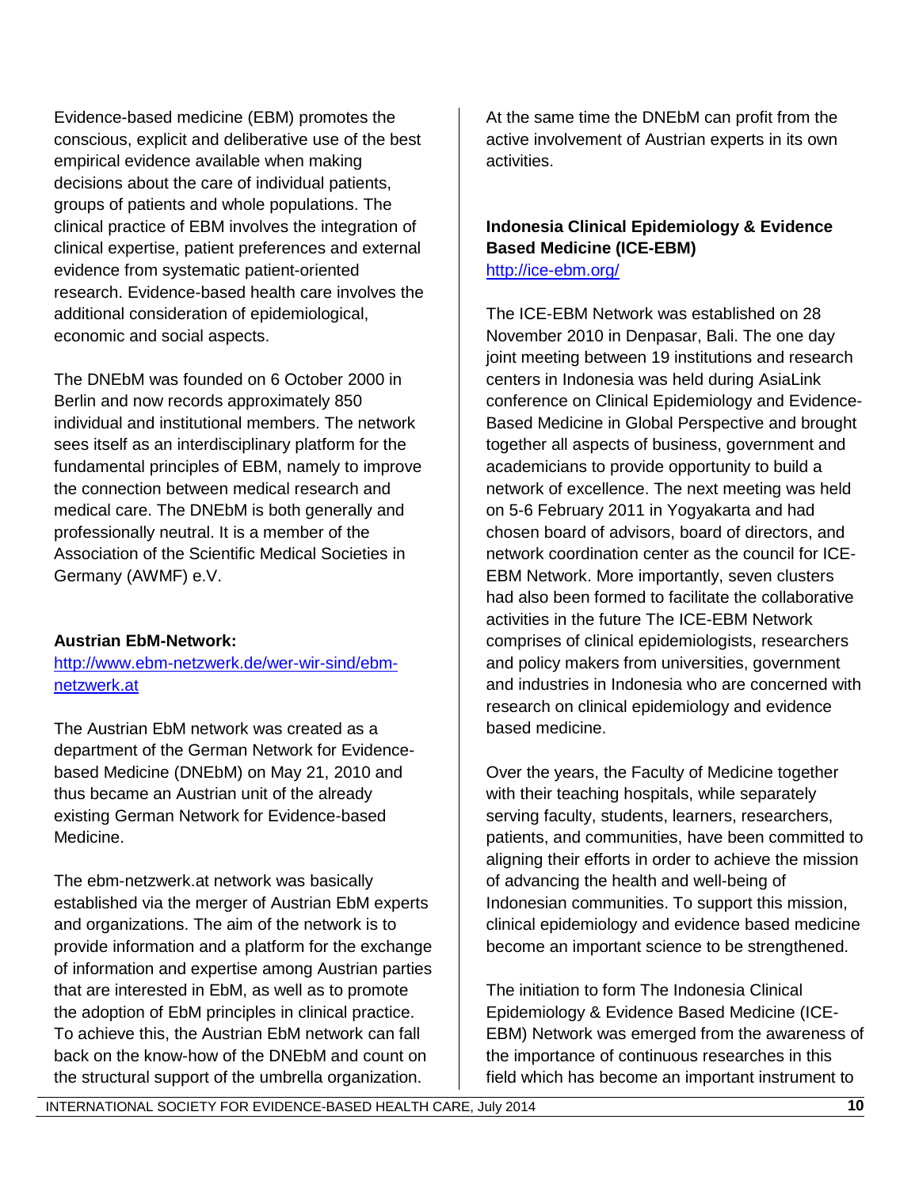Evidence-based medicine (EBM) promotes the conscious, explicit and deliberative use of the best empirical evidence available when making decisions about the care of individual patients, groups of patients and whole populations. The clinical practice of EBM involves the integration of clinical expertise, patient preferences and external evidence from systematic patient-oriented research. Evidence-based health care involves the additional consideration of epidemiological, economic and social aspects.

The DNEbM was founded on 6 October 2000 in Berlin and now records approximately 850 individual and institutional members. The network sees itself as an interdisciplinary platform for the fundamental principles of EBM, namely to improve the connection between medical research and medical care. The DNEbM is both generally and professionally neutral. It is a member of the Association of the Scientific Medical Societies in Germany (AWMF) e.V.

**Austrian EbM-Network:**
[http://www.ebm-netzwerk.de/wer-wir-sind/ebm-netzwerk.at](http://www.ebm-netzwerk.de/wer-wir-sind/ebm-netzwerk.at)

The Austrian EbM network was created as a department of the German Network for Evidence-based Medicine (DNEbM) on May 21, 2010 and thus became an Austrian unit of the already existing German Network for Evidence-based Medicine.

The ebm-netzwerk.at network was basically established via the merger of Austrian EbM experts and organizations. The aim of the network is to provide information and a platform for the exchange of information and expertise among Austrian parties that are interested in EbM, as well as to promote the adoption of EbM principles in clinical practice. To achieve this, the Austrian EbM network can fall back on the know-how of the DNEbM and count on the structural support of the umbrella organization. At the same time the DNEbM can profit from the active involvement of Austrian experts in its own activities.

**Indonesia Clinical Epidemiology & Evidence Based Medicine (ICE-EBM)**
[http://ice-ebm.org/](http://ice-ebm.org/)

The ICE-EBM Network was established on 28 November 2010 in Denpasar, Bali. The one day joint meeting between 19 institutions and research centers in Indonesia was held during AsiaLink conference on Clinical Epidemiology and Evidence-Based Medicine in Global Perspective and brought together all aspects of business, government and academicians to provide opportunity to build a network of excellence. The next meeting was held on 5-6 February 2011 in Yogyakarta and had chosen board of advisors, board of directors, and network coordination center as the council for ICE-EBM Network. More importantly, seven clusters had also been formed to facilitate the collaborative activities in the future The ICE-EBM Network comprises of clinical epidemiologists, researchers and policy makers from universities, government and industries in Indonesia who are concerned with research on clinical epidemiology and evidence based medicine.

Over the years, the Faculty of Medicine together with their teaching hospitals, while separately serving faculty, students, learners, researchers, patients, and communities, have been committed to aligning their efforts in order to achieve the mission of advancing the health and well-being of Indonesian communities. To support this mission, clinical epidemiology and evidence based medicine become an important science to be strengthened.

The initiation to form The Indonesia Clinical Epidemiology & Evidence Based Medicine (ICE-EBM) Network was emerged from the awareness of the importance of continuous researches in this field which has become an important instrument to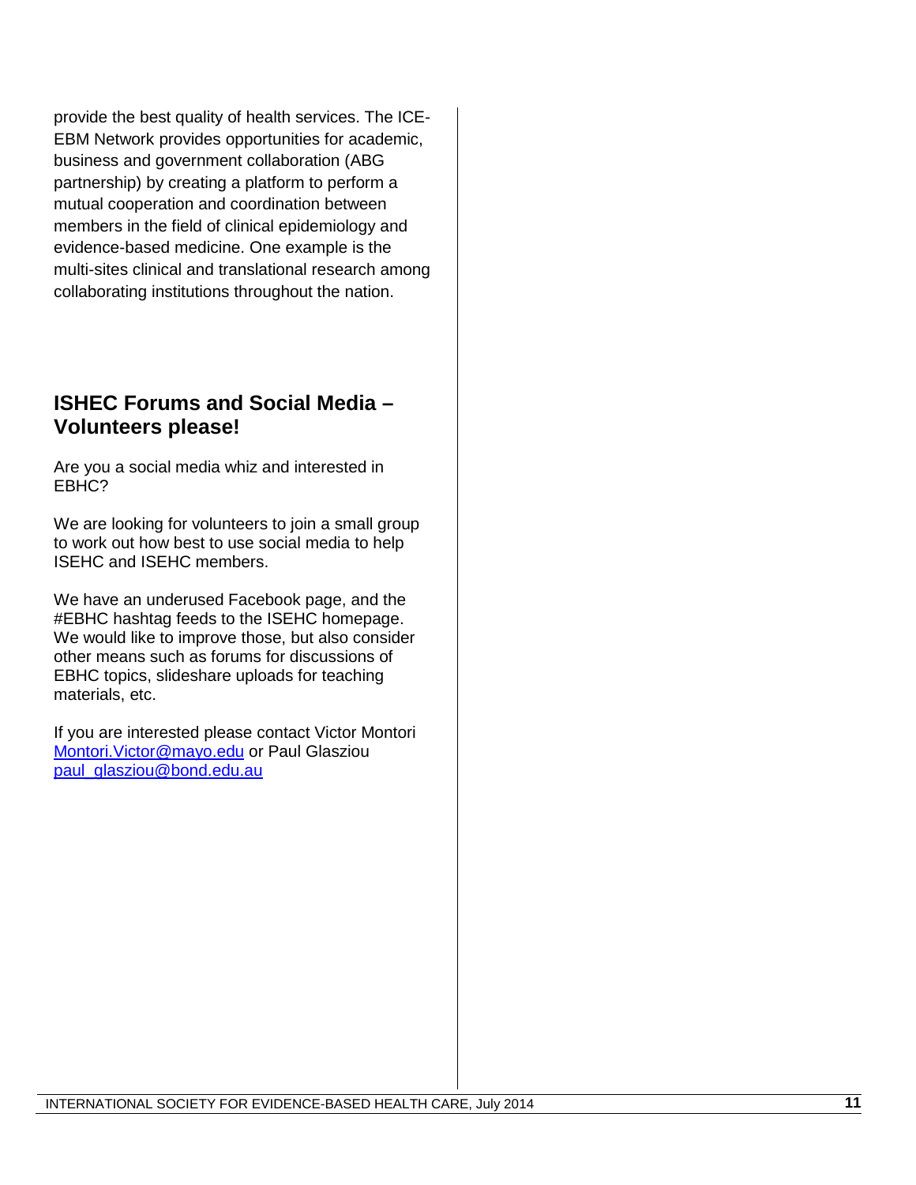provide the best quality of health services. The ICE-EBM Network provides opportunities for academic, business and government collaboration (ABG partnership) by creating a platform to perform a mutual cooperation and coordination between members in the field of clinical epidemiology and evidence-based medicine. One example is the multi-sites clinical and translational research among collaborating institutions throughout the nation.

## ISHEC Forums and Social Media – Volunteers please!

Are you a social media whiz and interested in EBHC?

We are looking for volunteers to join a small group to work out how best to use social media to help ISEHC and ISEHC members.

We have an underused Facebook page, and the #EBHC hashtag feeds to the ISEHC homepage. We would like to improve those, but also consider other means such as forums for discussions of EBHC topics, slideshare uploads for teaching materials, etc.

If you are interested please contact Victor Montori [Montori.Victor@mayo.edu](mailto:Montori.Victor@mayo.edu) or Paul Glasziou [paul_glasziou@bond.edu.au](mailto:paul_glasziou@bond.edu.au)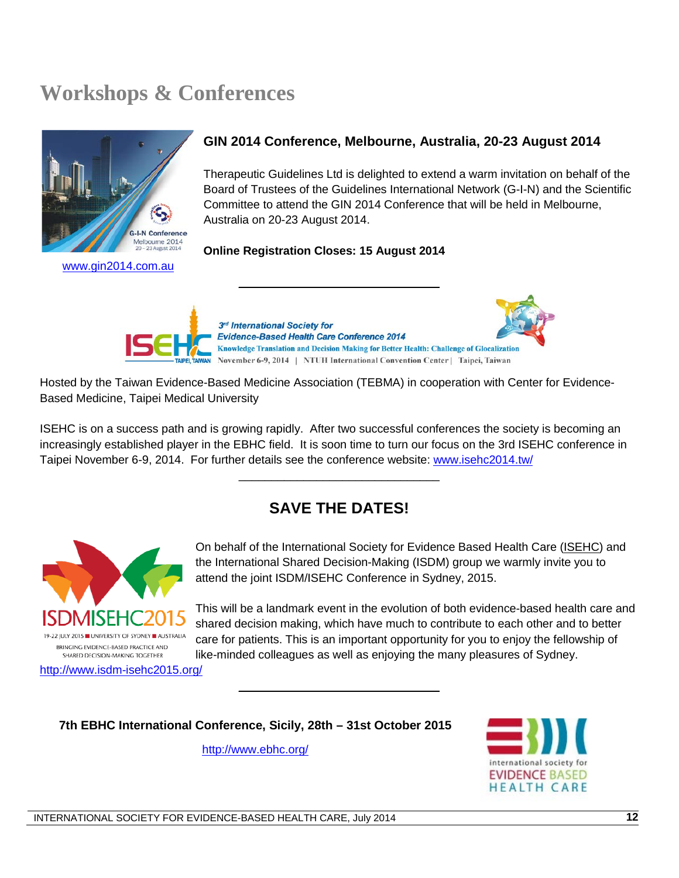# Workshops & Conferences

www.gin2014.com.au

### GIN 2014 Conference, Melbourne, Australia, 20-23 August 2014

Therapeutic Guidelines Ltd is delighted to extend a warm invitation on behalf of the Board of Trustees of the Guidelines International Network (G-I-N) and the Scientific Committee to attend the GIN 2014 Conference that will be held in Melbourne, Australia on 20-23 August 2014.

**Online Registration Closes: 15 August 2014**

---

*3rd International Society for Evidence-Based Health Care Conference 2014*

**Knowledge Translation and Decision Making for Better Health: Challenge of Glocalization**

November 6-9, 2014 | NTUH International Convention Center | Taipei, Taiwan

Hosted by the Taiwan Evidence-Based Medicine Association (TEBMA) in cooperation with Center for Evidence-Based Medicine, Taipei Medical University

ISEHC is on a success path and is growing rapidly. After two successful conferences the society is becoming an increasingly established player in the EBHC field. It is soon time to turn our focus on the 3rd ISEHC conference in Taipei November 6-9, 2014. For further details see the conference website: www.isehc2014.tw/

---

## SAVE THE DATES!

ISDMISEHC2015

19-22 JULY 2015 ■ UNIVERSITY OF SYDNEY ■ AUSTRALIA

BRINGING EVIDENCE-BASED PRACTICE AND SHARED DECISION-MAKING TOGETHER

http://www.isdm-isehc2015.org/

On behalf of the International Society for Evidence Based Health Care (ISEHC) and the International Shared Decision-Making (ISDM) group we warmly invite you to attend the joint ISDM/ISEHC Conference in Sydney, 2015.

This will be a landmark event in the evolution of both evidence-based health care and shared decision making, which have much to contribute to each other and to better care for patients. This is an important opportunity for you to enjoy the fellowship of like-minded colleagues as well as enjoying the many pleasures of Sydney.

---

**7th EBHC International Conference, Sicily, 28th – 31st October 2015**

http://www.ebhc.org/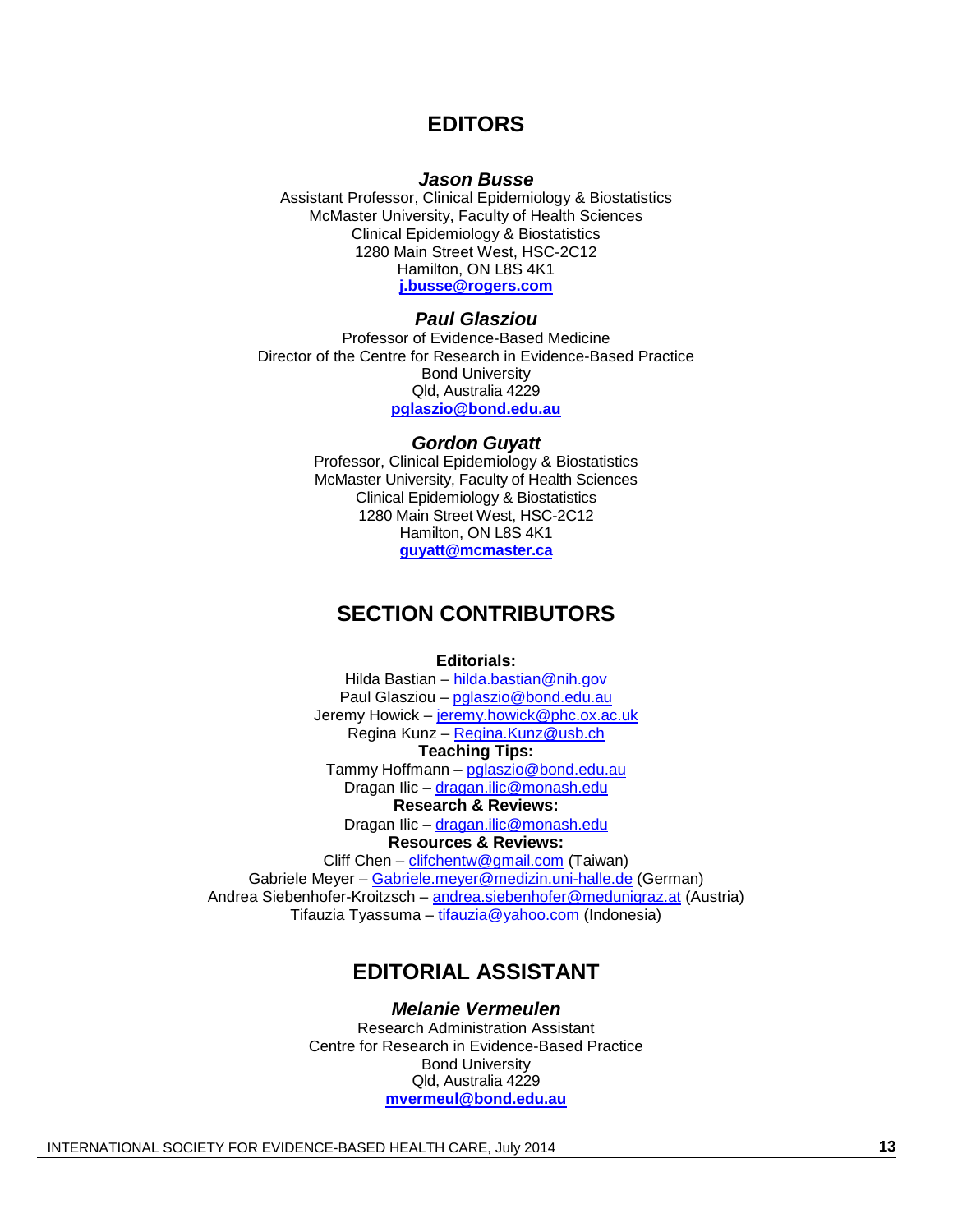# EDITORS

### *Jason Busse*

Assistant Professor, Clinical Epidemiology & Biostatistics
McMaster University, Faculty of Health Sciences
Clinical Epidemiology & Biostatistics
1280 Main Street West, HSC-2C12
Hamilton, ON L8S 4K1
**j.busse@rogers.com**

### *Paul Glasziou*

Professor of Evidence-Based Medicine
Director of the Centre for Research in Evidence-Based Practice
Bond University
Qld, Australia 4229
**pglaszio@bond.edu.au**

### *Gordon Guyatt*

Professor, Clinical Epidemiology & Biostatistics
McMaster University, Faculty of Health Sciences
Clinical Epidemiology & Biostatistics
1280 Main Street West, HSC-2C12
Hamilton, ON L8S 4K1
**guyatt@mcmaster.ca**

# SECTION CONTRIBUTORS

**Editorials:**
Hilda Bastian – hilda.bastian@nih.gov
Paul Glasziou – pglaszio@bond.edu.au
Jeremy Howick – jeremy.howick@phc.ox.ac.uk
Regina Kunz – Regina.Kunz@usb.ch
**Teaching Tips:**
Tammy Hoffmann – pglaszio@bond.edu.au
Dragan Ilic – dragan.ilic@monash.edu
**Research & Reviews:**
Dragan Ilic – dragan.ilic@monash.edu
**Resources & Reviews:**
Cliff Chen – clifchentw@gmail.com (Taiwan)
Gabriele Meyer – Gabriele.meyer@medizin.uni-halle.de (German)
Andrea Siebenhofer-Kroitzsch – andrea.siebenhofer@medunigraz.at (Austria)
Tifauzia Tyassuma – tifauzia@yahoo.com (Indonesia)

# EDITORIAL ASSISTANT

### *Melanie Vermeulen*

Research Administration Assistant
Centre for Research in Evidence-Based Practice
Bond University
Qld, Australia 4229
**mvermeul@bond.edu.au**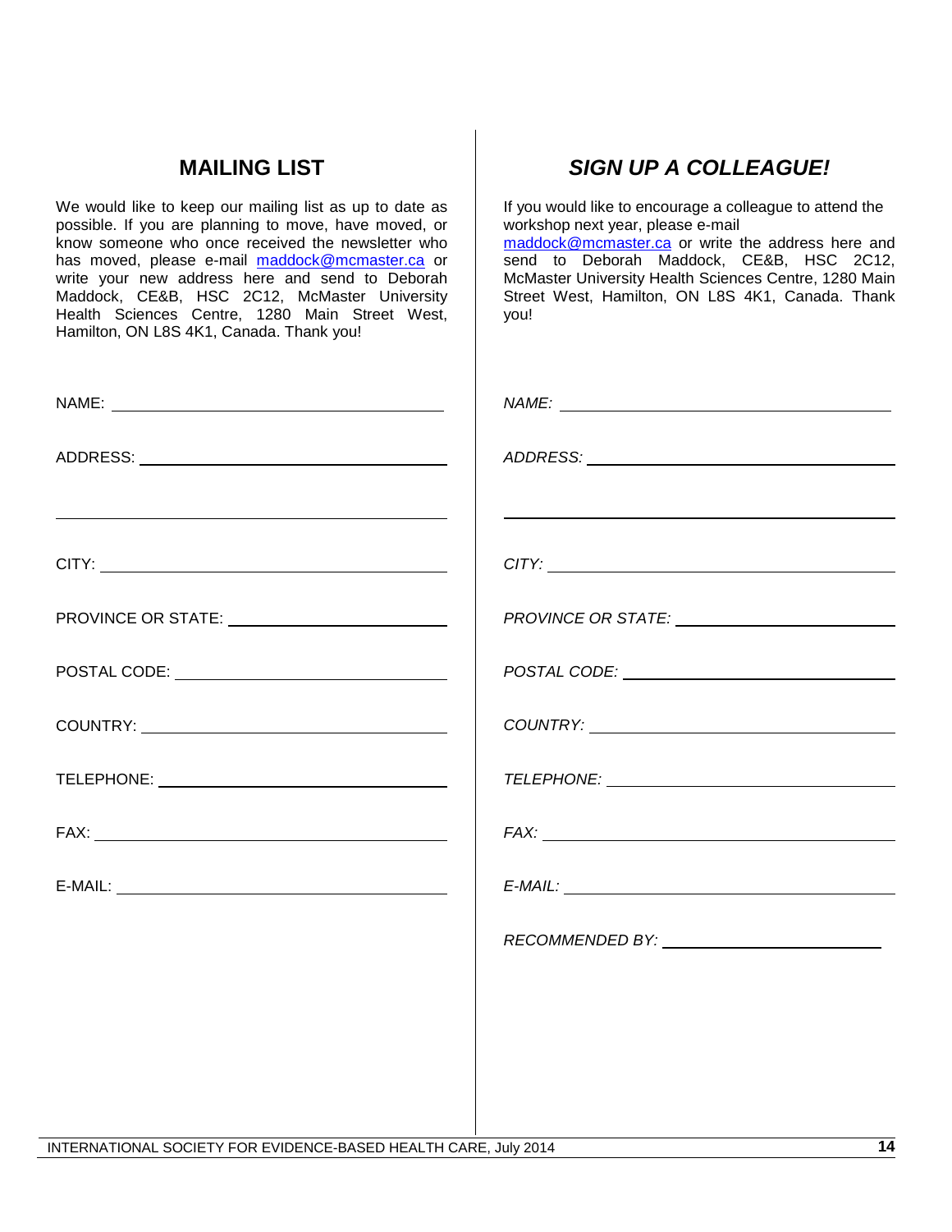## MAILING LIST

We would like to keep our mailing list as up to date as possible. If you are planning to move, have moved, or know someone who once received the newsletter who has moved, please e-mail maddock@mcmaster.ca or write your new address here and send to Deborah Maddock, CE&B, HSC 2C12, McMaster University Health Sciences Centre, 1280 Main Street West, Hamilton, ON L8S 4K1, Canada. Thank you!

NAME: ______________________________

ADDRESS: ______________________________

______________________________

CITY: ______________________________

PROVINCE OR STATE: ______________________________

POSTAL CODE: ______________________________

COUNTRY: ______________________________

TELEPHONE: ______________________________

FAX: ______________________________

E-MAIL: ______________________________

## *SIGN UP A COLLEAGUE!*

If you would like to encourage a colleague to attend the workshop next year, please e-mail maddock@mcmaster.ca or write the address here and send to Deborah Maddock, CE&B, HSC 2C12, McMaster University Health Sciences Centre, 1280 Main Street West, Hamilton, ON L8S 4K1, Canada. Thank you!

*NAME:* ______________________________

*ADDRESS:* ______________________________

______________________________

*CITY:* ______________________________

*PROVINCE OR STATE:* ______________________________

*POSTAL CODE:* ______________________________

*COUNTRY:* ______________________________

*TELEPHONE:* ______________________________

*FAX:* ______________________________

*E-MAIL:* ______________________________

*RECOMMENDED BY:* ______________________________